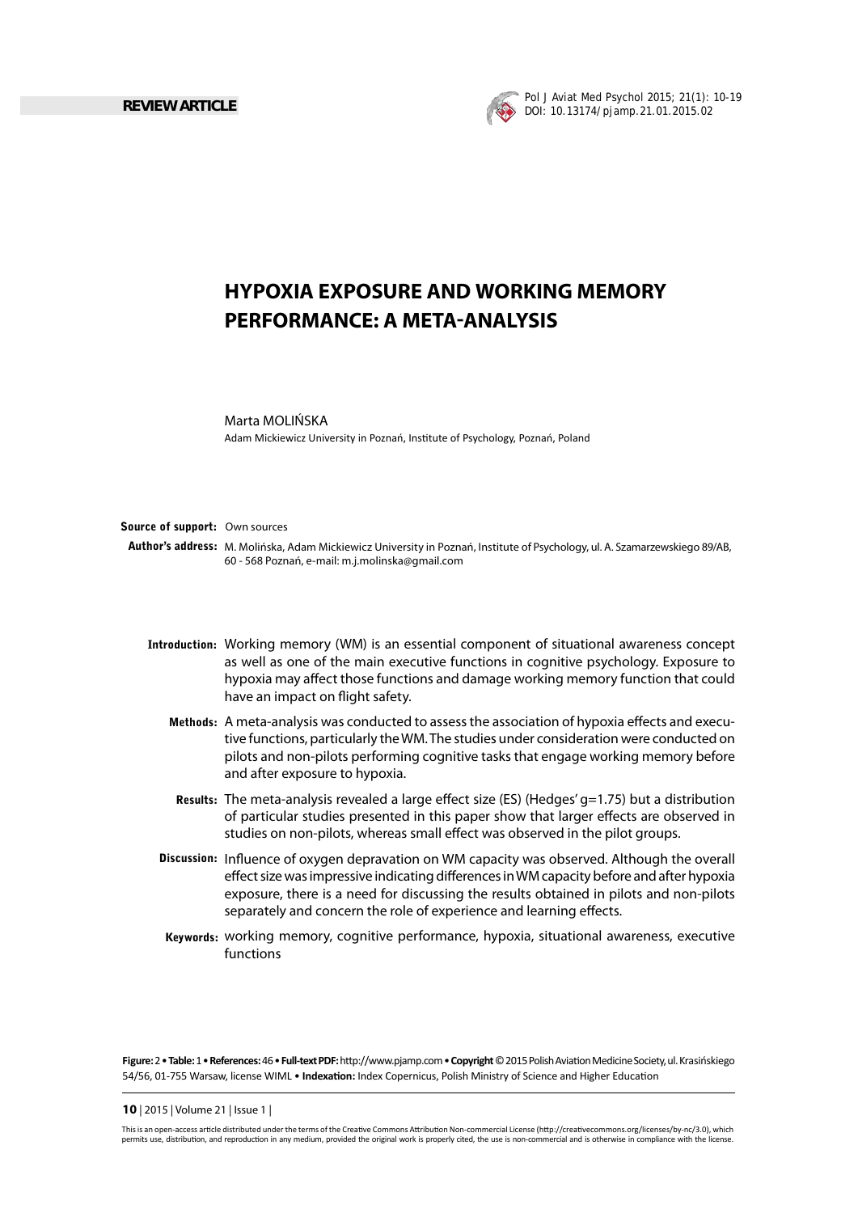REVIEW ARTICLE

# HYPOXIA EXPOSURE AND WORKING MEMORY PERFORMANCE: A META-ANALYSIS

Marta MOLIŃSKA

Adam Mickiewicz University in Poznań, Institute of Psychology, Poznań, Poland

**Source of support:** Own sources

**Author's address:** M. Molińska, Adam Mickiewicz University in Poznań, Institute of Psychology, ul. A. Szamarzewskiego 89/AB, 60 - 568 Poznań, e-mail: m.j.molinska@gmail.com

**Introduction:** Working memory (WM) is an essential component of situational awareness concept as well as one of the main executive functions in cognitive psychology. Exposure to hypoxia may affect those functions and damage working memory function that could have an impact on flight safety.

**Methods:** A meta-analysis was conducted to assess the association of hypoxia effects and executive functions, particularly the WM. The studies under consideration were conducted on pilots and non-pilots performing cognitive tasks that engage working memory before and after exposure to hypoxia.

**Results:** The meta-analysis revealed a large effect size (ES) (Hedges' g=1.75) but a distribution of particular studies presented in this paper show that larger effects are observed in studies on non-pilots, whereas small effect was observed in the pilot groups.

**Discussion:** Influence of oxygen depravation on WM capacity was observed. Although the overall effect size was impressive indicating differences in WM capacity before and after hypoxia exposure, there is a need for discussing the results obtained in pilots and non-pilots separately and concern the role of experience and learning effects.

**Keywords:** working memory, cognitive performance, hypoxia, situational awareness, executive functions

**Figure:** 2 • **Table:** 1 • **References:** 46 • **Full-text PDF:** http://www.pjamp.com • **Copyright** © 2015 Polish Aviation Medicine Society, ul. Krasińskiego 54/56, 01-755 Warsaw, license WIML • **Indexation:** Index Copernicus, Polish Ministry of Science and Higher Education

This is an open-access article distributed under the terms of the Creative Commons Attribution Non-commercial License (http://creativecommons.org/licenses/by-nc/3.0), which permits use, distribution, and reproduction in any medium, provided the original work is properly cited, the use is non-commercial and is otherwise in compliance with the license.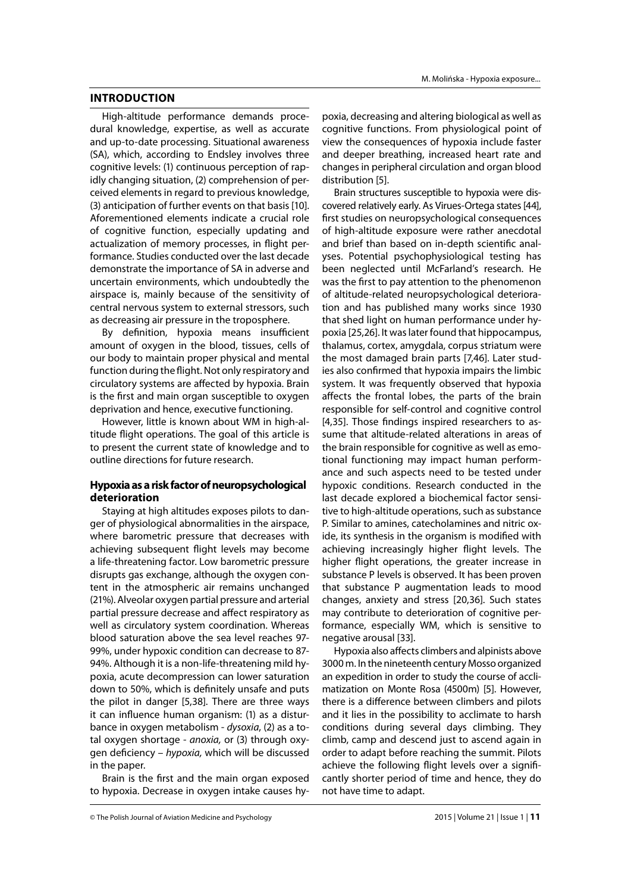## INTRODUCTION

High-altitude performance demands procedural knowledge, expertise, as well as accurate and up-to-date processing. Situational awareness (SA), which, according to Endsley involves three cognitive levels: (1) continuous perception of rapidly changing situation, (2) comprehension of perceived elements in regard to previous knowledge, (3) anticipation of further events on that basis [10]. Aforementioned elements indicate a crucial role of cognitive function, especially updating and actualization of memory processes, in flight performance. Studies conducted over the last decade demonstrate the importance of SA in adverse and uncertain environments, which undoubtedly the airspace is, mainly because of the sensitivity of central nervous system to external stressors, such as decreasing air pressure in the troposphere.

By definition, hypoxia means insufficient amount of oxygen in the blood, tissues, cells of our body to maintain proper physical and mental function during the flight. Not only respiratory and circulatory systems are affected by hypoxia. Brain is the first and main organ susceptible to oxygen deprivation and hence, executive functioning.

However, little is known about WM in high-altitude flight operations. The goal of this article is to present the current state of knowledge and to outline directions for future research.

### Hypoxia as a risk factor of neuropsychological deterioration

Staying at high altitudes exposes pilots to danger of physiological abnormalities in the airspace, where barometric pressure that decreases with achieving subsequent flight levels may become a life-threatening factor. Low barometric pressure disrupts gas exchange, although the oxygen content in the atmospheric air remains unchanged (21%). Alveolar oxygen partial pressure and arterial partial pressure decrease and affect respiratory as well as circulatory system coordination. Whereas blood saturation above the sea level reaches 97-99%, under hypoxic condition can decrease to 87-94%. Although it is a non-life-threatening mild hypoxia, acute decompression can lower saturation down to 50%, which is definitely unsafe and puts the pilot in danger [5,38]. There are three ways it can influence human organism: (1) as a disturbance in oxygen metabolism - *dysoxia*, (2) as a total oxygen shortage - *anoxia,* or (3) through oxygen deficiency – *hypoxia,* which will be discussed in the paper.

Brain is the first and the main organ exposed to hypoxia. Decrease in oxygen intake causes hypoxia, decreasing and altering biological as well as cognitive functions. From physiological point of view the consequences of hypoxia include faster and deeper breathing, increased heart rate and changes in peripheral circulation and organ blood distribution [5].

Brain structures susceptible to hypoxia were discovered relatively early. As Virues-Ortega states [44], first studies on neuropsychological consequences of high-altitude exposure were rather anecdotal and brief than based on in-depth scientific analyses. Potential psychophysiological testing has been neglected until McFarland's research. He was the first to pay attention to the phenomenon of altitude-related neuropsychological deterioration and has published many works since 1930 that shed light on human performance under hypoxia [25,26]. It was later found that hippocampus, thalamus, cortex, amygdala, corpus striatum were the most damaged brain parts [7,46]. Later studies also confirmed that hypoxia impairs the limbic system. It was frequently observed that hypoxia affects the frontal lobes, the parts of the brain responsible for self-control and cognitive control [4,35]. Those findings inspired researchers to assume that altitude-related alterations in areas of the brain responsible for cognitive as well as emotional functioning may impact human performance and such aspects need to be tested under hypoxic conditions. Research conducted in the last decade explored a biochemical factor sensitive to high-altitude operations, such as substance P. Similar to amines, catecholamines and nitric oxide, its synthesis in the organism is modified with achieving increasingly higher flight levels. The higher flight operations, the greater increase in substance P levels is observed. It has been proven that substance P augmentation leads to mood changes, anxiety and stress [20,36]. Such states may contribute to deterioration of cognitive performance, especially WM, which is sensitive to negative arousal [33].

Hypoxia also affects climbers and alpinists above 3000 m. In the nineteenth century Mosso organized an expedition in order to study the course of acclimatization on Monte Rosa (4500m) [5]. However, there is a difference between climbers and pilots and it lies in the possibility to acclimate to harsh conditions during several days climbing. They climb, camp and descend just to ascend again in order to adapt before reaching the summit. Pilots achieve the following flight levels over a significantly shorter period of time and hence, they do not have time to adapt.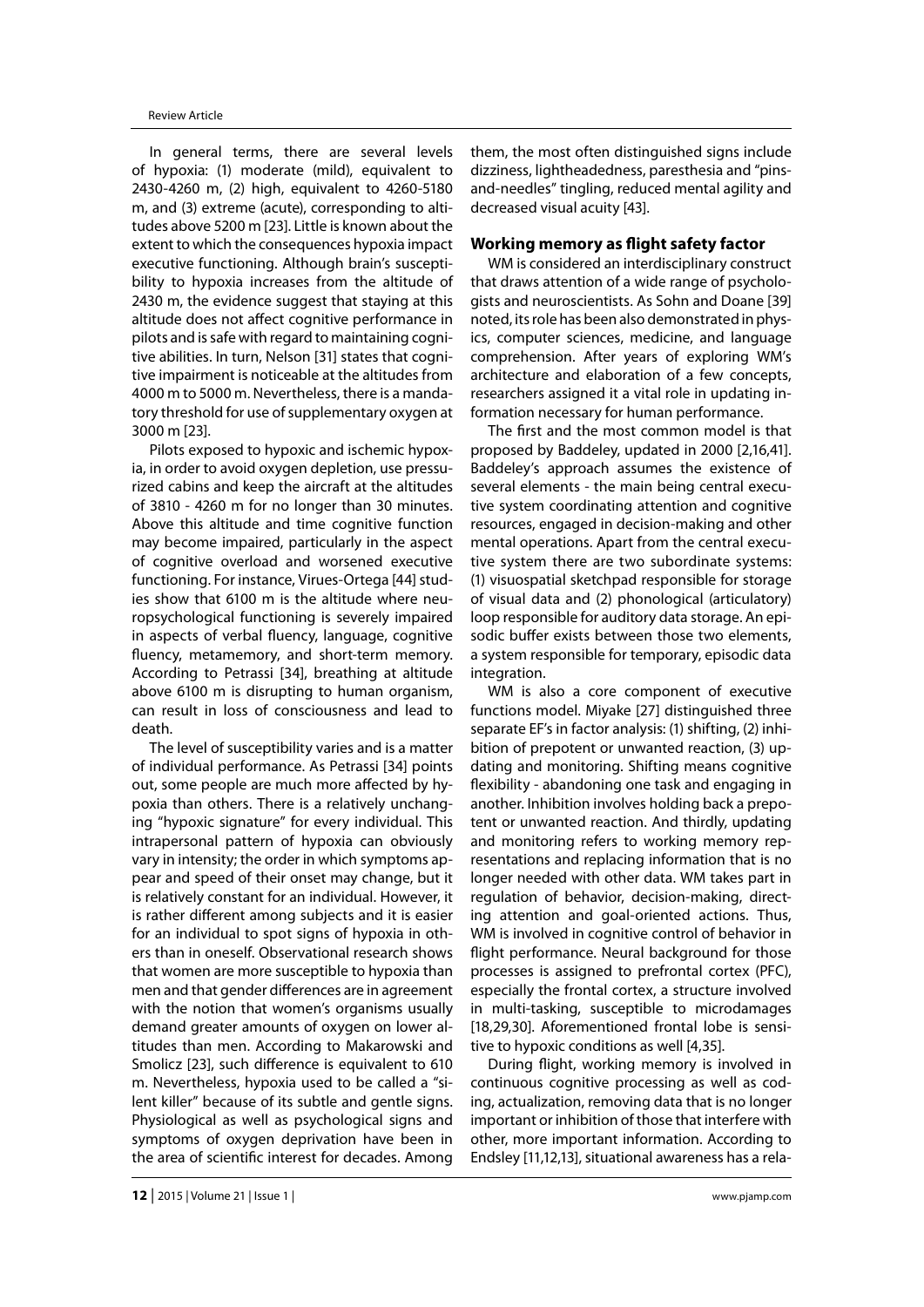In general terms, there are several levels of hypoxia: (1) moderate (mild), equivalent to 2430-4260 m, (2) high, equivalent to 4260-5180 m, and (3) extreme (acute), corresponding to altitudes above 5200 m [23]. Little is known about the extent to which the consequences hypoxia impact executive functioning. Although brain's susceptibility to hypoxia increases from the altitude of 2430 m, the evidence suggest that staying at this altitude does not affect cognitive performance in pilots and is safe with regard to maintaining cognitive abilities. In turn, Nelson [31] states that cognitive impairment is noticeable at the altitudes from 4000 m to 5000 m. Nevertheless, there is a mandatory threshold for use of supplementary oxygen at 3000 m [23].

Pilots exposed to hypoxic and ischemic hypoxia, in order to avoid oxygen depletion, use pressurized cabins and keep the aircraft at the altitudes of 3810 - 4260 m for no longer than 30 minutes. Above this altitude and time cognitive function may become impaired, particularly in the aspect of cognitive overload and worsened executive functioning. For instance, Virues-Ortega [44] studies show that 6100 m is the altitude where neuropsychological functioning is severely impaired in aspects of verbal fluency, language, cognitive fluency, metamemory, and short-term memory. According to Petrassi [34], breathing at altitude above 6100 m is disrupting to human organism, can result in loss of consciousness and lead to death.

The level of susceptibility varies and is a matter of individual performance. As Petrassi [34] points out, some people are much more affected by hypoxia than others. There is a relatively unchanging "hypoxic signature" for every individual. This intrapersonal pattern of hypoxia can obviously vary in intensity; the order in which symptoms appear and speed of their onset may change, but it is relatively constant for an individual. However, it is rather different among subjects and it is easier for an individual to spot signs of hypoxia in others than in oneself. Observational research shows that women are more susceptible to hypoxia than men and that gender differences are in agreement with the notion that women's organisms usually demand greater amounts of oxygen on lower altitudes than men. According to Makarowski and Smolicz [23], such difference is equivalent to 610 m. Nevertheless, hypoxia used to be called a "silent killer" because of its subtle and gentle signs. Physiological as well as psychological signs and symptoms of oxygen deprivation have been in the area of scientific interest for decades. Among them, the most often distinguished signs include dizziness, lightheadedness, paresthesia and "pins-and-needles" tingling, reduced mental agility and decreased visual acuity [43].

## Working memory as flight safety factor

WM is considered an interdisciplinary construct that draws attention of a wide range of psychologists and neuroscientists. As Sohn and Doane [39] noted, its role has been also demonstrated in physics, computer sciences, medicine, and language comprehension. After years of exploring WM's architecture and elaboration of a few concepts, researchers assigned it a vital role in updating information necessary for human performance.

The first and the most common model is that proposed by Baddeley, updated in 2000 [2,16,41]. Baddeley's approach assumes the existence of several elements - the main being central executive system coordinating attention and cognitive resources, engaged in decision-making and other mental operations. Apart from the central executive system there are two subordinate systems: (1) visuospatial sketchpad responsible for storage of visual data and (2) phonological (articulatory) loop responsible for auditory data storage. An episodic buffer exists between those two elements, a system responsible for temporary, episodic data integration.

WM is also a core component of executive functions model. Miyake [27] distinguished three separate EF's in factor analysis: (1) shifting, (2) inhibition of prepotent or unwanted reaction, (3) updating and monitoring. Shifting means cognitive flexibility - abandoning one task and engaging in another. Inhibition involves holding back a prepotent or unwanted reaction. And thirdly, updating and monitoring refers to working memory representations and replacing information that is no longer needed with other data. WM takes part in regulation of behavior, decision-making, directing attention and goal-oriented actions. Thus, WM is involved in cognitive control of behavior in flight performance. Neural background for those processes is assigned to prefrontal cortex (PFC), especially the frontal cortex, a structure involved in multi-tasking, susceptible to microdamages [18,29,30]. Aforementioned frontal lobe is sensitive to hypoxic conditions as well [4,35].

During flight, working memory is involved in continuous cognitive processing as well as coding, actualization, removing data that is no longer important or inhibition of those that interfere with other, more important information. According to Endsley [11,12,13], situational awareness has a rela-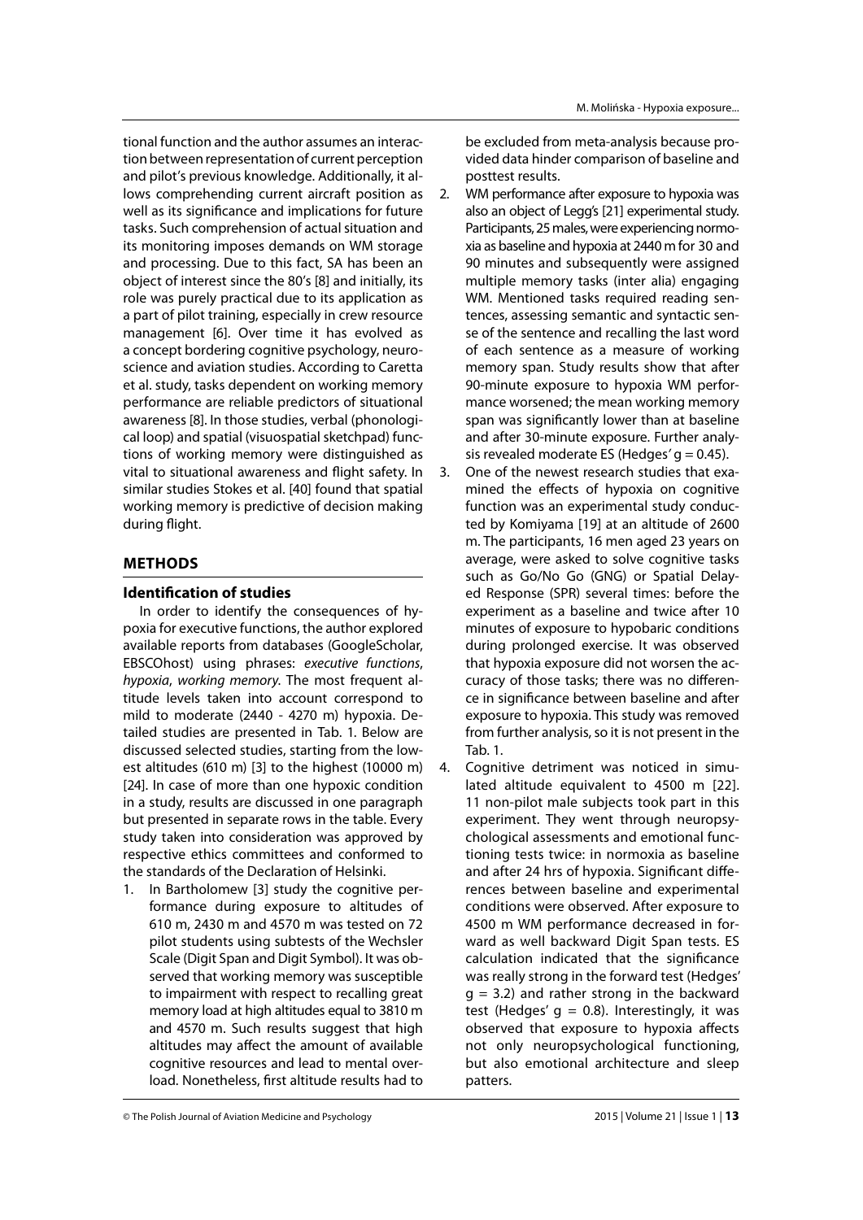tional function and the author assumes an interaction between representation of current perception and pilot's previous knowledge. Additionally, it allows comprehending current aircraft position as well as its significance and implications for future tasks. Such comprehension of actual situation and its monitoring imposes demands on WM storage and processing. Due to this fact, SA has been an object of interest since the 80's [8] and initially, its role was purely practical due to its application as a part of pilot training, especially in crew resource management [6]. Over time it has evolved as a concept bordering cognitive psychology, neuroscience and aviation studies. According to Caretta et al. study, tasks dependent on working memory performance are reliable predictors of situational awareness [8]. In those studies, verbal (phonological loop) and spatial (visuospatial sketchpad) functions of working memory were distinguished as vital to situational awareness and flight safety. In similar studies Stokes et al. [40] found that spatial working memory is predictive of decision making during flight.

## METHODS

### Identification of studies

In order to identify the consequences of hypoxia for executive functions, the author explored available reports from databases (GoogleScholar, EBSCOhost) using phrases: *executive functions*, *hypoxia*, *working memory*. The most frequent altitude levels taken into account correspond to mild to moderate (2440 - 4270 m) hypoxia. Detailed studies are presented in Tab. 1. Below are discussed selected studies, starting from the lowest altitudes (610 m) [3] to the highest (10000 m) [24]. In case of more than one hypoxic condition in a study, results are discussed in one paragraph but presented in separate rows in the table. Every study taken into consideration was approved by respective ethics committees and conformed to the standards of the Declaration of Helsinki.

1. In Bartholomew [3] study the cognitive performance during exposure to altitudes of 610 m, 2430 m and 4570 m was tested on 72 pilot students using subtests of the Wechsler Scale (Digit Span and Digit Symbol). It was observed that working memory was susceptible to impairment with respect to recalling great memory load at high altitudes equal to 3810 m and 4570 m. Such results suggest that high altitudes may affect the amount of available cognitive resources and lead to mental overload. Nonetheless, first altitude results had to be excluded from meta-analysis because provided data hinder comparison of baseline and posttest results.
2. WM performance after exposure to hypoxia was also an object of Legg's [21] experimental study. Participants, 25 males, were experiencing normoxia as baseline and hypoxia at 2440 m for 30 and 90 minutes and subsequently were assigned multiple memory tasks (inter alia) engaging WM. Mentioned tasks required reading sentences, assessing semantic and syntactic sense of the sentence and recalling the last word of each sentence as a measure of working memory span. Study results show that after 90-minute exposure to hypoxia WM performance worsened; the mean working memory span was significantly lower than at baseline and after 30-minute exposure. Further analysis revealed moderate ES (Hedges' $g = 0.45$).
3. One of the newest research studies that examined the effects of hypoxia on cognitive function was an experimental study conducted by Komiyama [19] at an altitude of 2600 m. The participants, 16 men aged 23 years on average, were asked to solve cognitive tasks such as Go/No Go (GNG) or Spatial Delayed Response (SPR) several times: before the experiment as a baseline and twice after 10 minutes of exposure to hypobaric conditions during prolonged exercise. It was observed that hypoxia exposure did not worsen the accuracy of those tasks; there was no difference in significance between baseline and after exposure to hypoxia. This study was removed from further analysis, so it is not present in the Tab. 1.
4. Cognitive detriment was noticed in simulated altitude equivalent to 4500 m [22]. 11 non-pilot male subjects took part in this experiment. They went through neuropsychological assessments and emotional functioning tests twice: in normoxia as baseline and after 24 hrs of hypoxia. Significant differences between baseline and experimental conditions were observed. After exposure to 4500 m WM performance decreased in forward as well backward Digit Span tests. ES calculation indicated that the significance was really strong in the forward test (Hedges' $g = 3.2$) and rather strong in the backward test (Hedges' $g = 0.8$). Interestingly, it was observed that exposure to hypoxia affects not only neuropsychological functioning, but also emotional architecture and sleep patters.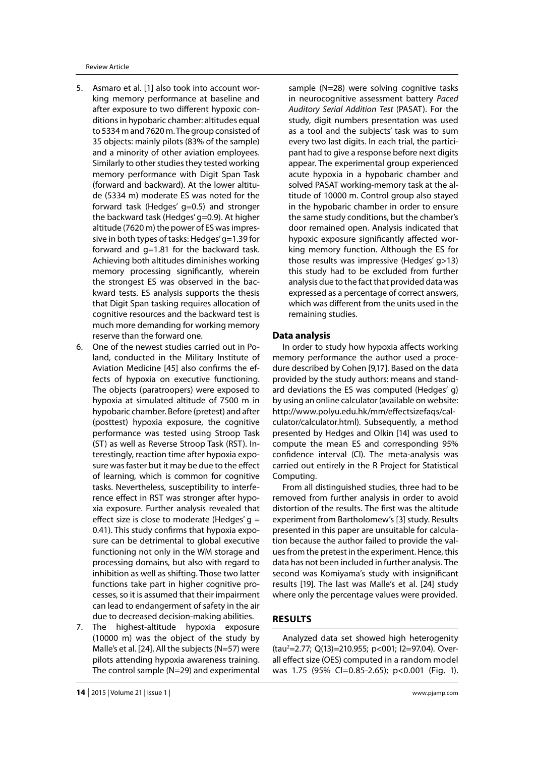5. Asmaro et al. [1] also took into account working memory performance at baseline and after exposure to two different hypoxic conditions in hypobaric chamber: altitudes equal to 5334 m and 7620 m. The group consisted of 35 objects: mainly pilots (83% of the sample) and a minority of other aviation employees. Similarly to other studies they tested working memory performance with Digit Span Task (forward and backward). At the lower altitude (5334 m) moderate ES was noted for the forward task (Hedges' g=0.5) and stronger the backward task (Hedges' g=0.9). At higher altitude (7620 m) the power of ES was impressive in both types of tasks: Hedges' g=1.39 for forward and g=1.81 for the backward task. Achieving both altitudes diminishes working memory processing significantly, wherein the strongest ES was observed in the backward tests. ES analysis supports the thesis that Digit Span tasking requires allocation of cognitive resources and the backward test is much more demanding for working memory reserve than the forward one.
6. One of the newest studies carried out in Poland, conducted in the Military Institute of Aviation Medicine [45] also confirms the effects of hypoxia on executive functioning. The objects (paratroopers) were exposed to hypoxia at simulated altitude of 7500 m in hypobaric chamber. Before (pretest) and after (posttest) hypoxia exposure, the cognitive performance was tested using Stroop Task (ST) as well as Reverse Stroop Task (RST). Interestingly, reaction time after hypoxia exposure was faster but it may be due to the effect of learning, which is common for cognitive tasks. Nevertheless, susceptibility to interference effect in RST was stronger after hypoxia exposure. Further analysis revealed that effect size is close to moderate (Hedges' g = 0.41). This study confirms that hypoxia exposure can be detrimental to global executive functioning not only in the WM storage and processing domains, but also with regard to inhibition as well as shifting. Those two latter functions take part in higher cognitive processes, so it is assumed that their impairment can lead to endangerment of safety in the air due to decreased decision-making abilities.
7. The highest-altitude hypoxia exposure (10000 m) was the object of the study by Malle's et al. [24]. All the subjects (N=57) were pilots attending hypoxia awareness training. The control sample (N=29) and experimental sample (N=28) were solving cognitive tasks in neurocognitive assessment battery *Paced Auditory Serial Addition Test* (PASAT). For the study, digit numbers presentation was used as a tool and the subjects' task was to sum every two last digits. In each trial, the participant had to give a response before next digits appear. The experimental group experienced acute hypoxia in a hypobaric chamber and solved PASAT working-memory task at the altitude of 10000 m. Control group also stayed in the hypobaric chamber in order to ensure the same study conditions, but the chamber's door remained open. Analysis indicated that hypoxic exposure significantly affected working memory function. Although the ES for those results was impressive (Hedges' g>13) this study had to be excluded from further analysis due to the fact that provided data was expressed as a percentage of correct answers, which was different from the units used in the remaining studies.

### Data analysis

In order to study how hypoxia affects working memory performance the author used a procedure described by Cohen [9,17]. Based on the data provided by the study authors: means and standard deviations the ES was computed (Hedges' g) by using an online calculator (available on website: http://www.polyu.edu.hk/mm/effectsizefaqs/calculator/calculator.html). Subsequently, a method presented by Hedges and Olkin [14] was used to compute the mean ES and corresponding 95% confidence interval (CI). The meta-analysis was carried out entirely in the R Project for Statistical Computing.

From all distinguished studies, three had to be removed from further analysis in order to avoid distortion of the results. The first was the altitude experiment from Bartholomew's [3] study. Results presented in this paper are unsuitable for calculation because the author failed to provide the values from the pretest in the experiment. Hence, this data has not been included in further analysis. The second was Komiyama's study with insignificant results [19]. The last was Malle's et al. [24] study where only the percentage values were provided.

## RESULTS

Analyzed data set showed high heterogenity ($tau^2$=2.77; Q(13)=210.955; p<001; I2=97.04). Overall effect size (OES) computed in a random model was 1.75 (95% CI=0.85-2.65); p<0.001 (Fig. 1).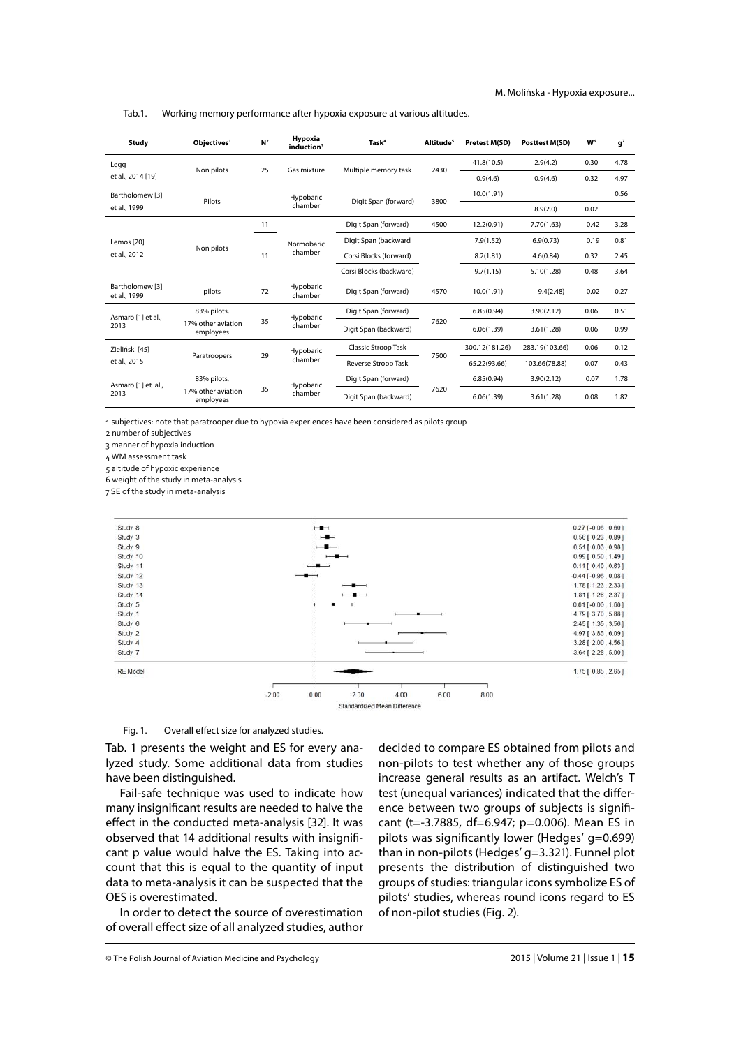Tab.1. Working memory performance after hypoxia exposure at various altitudes.

| Study | Objectives[1] | N[2] | Hypoxia induction[3] | Task[4] | Altitude[5] | Pretest M(SD) | Posttest M(SD) | W[6] | g[7] |
|---|---|---|---|---|---|---|---|---|---|
| Legg et al., 2014 [19] | Non pilots | 25 | Gas mixture | Multiple memory task | 2430 | 41.8(10.5) | 2.9(4.2) | 0.30 | 4.78 |
| | | | | | | 0.9(4.6) | 0.9(4.6) | 0.32 | 4.97 |
| Bartholomew [3] et al., 1999 | Pilots | | Hypobaric chamber | Digit Span (forward) | 3800 | 10.0(1.91) | | | 0.56 |
| | | | | | | | 8.9(2.0) | 0.02 | |
| Lemos [20] et al., 2012 | Non pilots | 11 | Normobaric chamber | Digit Span (forward) | 4500 | 12.2(0.91) | 7.70(1.63) | 0.42 | 3.28 |
| | | | | Digit Span (backward | | 7.9(1.52) | 6.9(0.73) | 0.19 | 0.81 |
| | | 11 | | Corsi Blocks (forward) | | 8.2(1.81) | 4.6(0.84) | 0.32 | 2.45 |
| | | | | Corsi Blocks (backward) | | 9.7(1.15) | 5.10(1.28) | 0.48 | 3.64 |
| Bartholomew [3] et al., 1999 | pilots | 72 | Hypobaric chamber | Digit Span (forward) | 4570 | 10.0(1.91) | 9.4(2.48) | 0.02 | 0.27 |
| Asmaro [1] et al., 2013 | 83% pilots, 17% other aviation employees | 35 | Hypobaric chamber | Digit Span (forward) | 7620 | 6.85(0.94) | 3.90(2.12) | 0.06 | 0.51 |
| | | | | Digit Span (backward) | | 6.06(1.39) | 3.61(1.28) | 0.06 | 0.99 |
| Zieliński [45] et al., 2015 | Paratroopers | 29 | Hypobaric chamber | Classic Stroop Task | 7500 | 300.12(181.26) | 283.19(103.66) | 0.06 | 0.12 |
| | | | | Reverse Stroop Task | | 65.22(93.66) | 103.66(78.88) | 0.07 | 0.43 |
| Asmaro [1] et al., 2013 | 83% pilots, 17% other aviation employees | 35 | Hypobaric chamber | Digit Span (forward) | 7620 | 6.85(0.94) | 3.90(2.12) | 0.07 | 1.78 |
| | | | | Digit Span (backward) | | 6.06(1.39) | 3.61(1.28) | 0.08 | 1.82 |

1 subjectives: note that paratrooper due to hypoxia experiences have been considered as pilots group
2 number of subjectives
3 manner of hypoxia induction
4 WM assessment task
5 altitude of hypoxic experience
6 weight of the study in meta-analysis
7 SE of the study in meta-analysis

Fig. 1. Overall effect size for analyzed studies.

Tab. 1 presents the weight and ES for every analyzed study. Some additional data from studies have been distinguished.

Fail-safe technique was used to indicate how many insignificant results are needed to halve the effect in the conducted meta-analysis [32]. It was observed that 14 additional results with insignificant p value would halve the ES. Taking into account that this is equal to the quantity of input data to meta-analysis it can be suspected that the OES is overestimated.

In order to detect the source of overestimation of overall effect size of all analyzed studies, author decided to compare ES obtained from pilots and non-pilots to test whether any of those groups increase general results as an artifact. Welch's T test (unequal variances) indicated that the difference between two groups of subjects is significant ($t=-3.7885$, $df=6.947$; $p=0.006$). Mean ES in pilots was significantly lower (Hedges' $g=0.699$) than in non-pilots (Hedges' $g=3.321$). Funnel plot presents the distribution of distinguished two groups of studies: triangular icons symbolize ES of pilots' studies, whereas round icons regard to ES of non-pilot studies (Fig. 2).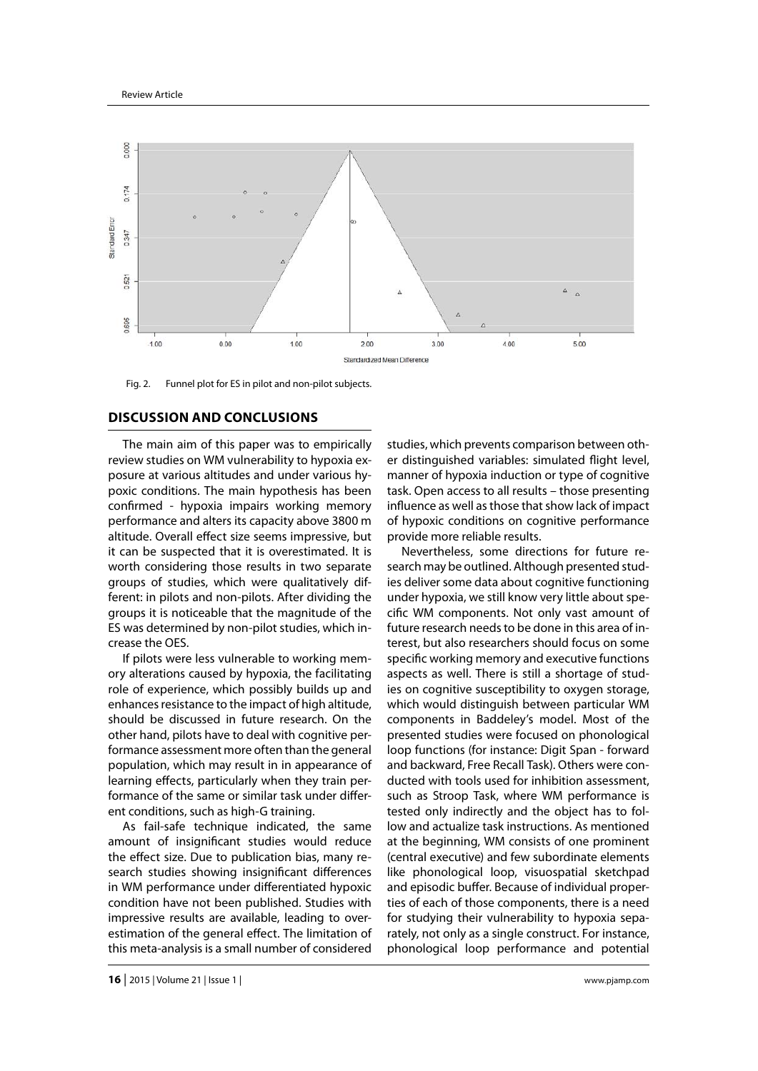Fig. 2. Funnel plot for ES in pilot and non-pilot subjects.

## DISCUSSION AND CONCLUSIONS

The main aim of this paper was to empirically review studies on WM vulnerability to hypoxia exposure at various altitudes and under various hypoxic conditions. The main hypothesis has been confirmed - hypoxia impairs working memory performance and alters its capacity above 3800 m altitude. Overall effect size seems impressive, but it can be suspected that it is overestimated. It is worth considering those results in two separate groups of studies, which were qualitatively different: in pilots and non-pilots. After dividing the groups it is noticeable that the magnitude of the ES was determined by non-pilot studies, which increase the OES.

If pilots were less vulnerable to working memory alterations caused by hypoxia, the facilitating role of experience, which possibly builds up and enhances resistance to the impact of high altitude, should be discussed in future research. On the other hand, pilots have to deal with cognitive performance assessment more often than the general population, which may result in in appearance of learning effects, particularly when they train performance of the same or similar task under different conditions, such as high-G training.

As fail-safe technique indicated, the same amount of insignificant studies would reduce the effect size. Due to publication bias, many research studies showing insignificant differences in WM performance under differentiated hypoxic condition have not been published. Studies with impressive results are available, leading to overestimation of the general effect. The limitation of this meta-analysis is a small number of considered studies, which prevents comparison between other distinguished variables: simulated flight level, manner of hypoxia induction or type of cognitive task. Open access to all results – those presenting influence as well as those that show lack of impact of hypoxic conditions on cognitive performance provide more reliable results.

Nevertheless, some directions for future research may be outlined. Although presented studies deliver some data about cognitive functioning under hypoxia, we still know very little about specific WM components. Not only vast amount of future research needs to be done in this area of interest, but also researchers should focus on some specific working memory and executive functions aspects as well. There is still a shortage of studies on cognitive susceptibility to oxygen storage, which would distinguish between particular WM components in Baddeley's model. Most of the presented studies were focused on phonological loop functions (for instance: Digit Span - forward and backward, Free Recall Task). Others were conducted with tools used for inhibition assessment, such as Stroop Task, where WM performance is tested only indirectly and the object has to follow and actualize task instructions. As mentioned at the beginning, WM consists of one prominent (central executive) and few subordinate elements like phonological loop, visuospatial sketchpad and episodic buffer. Because of individual properties of each of those components, there is a need for studying their vulnerability to hypoxia separately, not only as a single construct. For instance, phonological loop performance and potential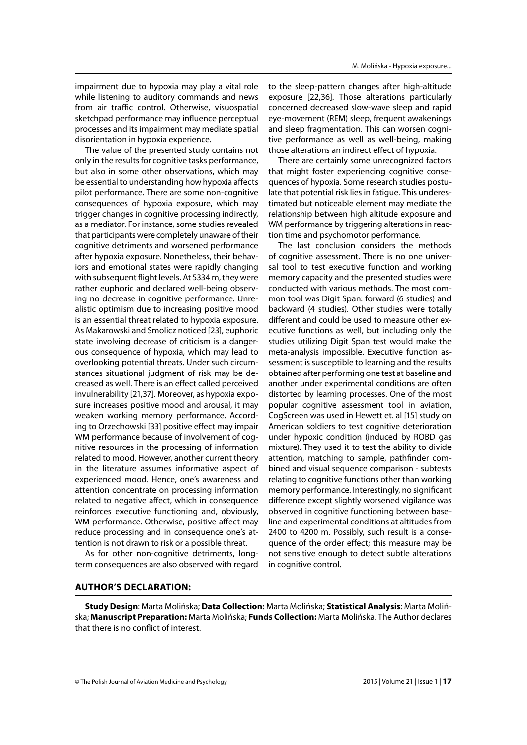impairment due to hypoxia may play a vital role while listening to auditory commands and news from air traffic control. Otherwise, visuospatial sketchpad performance may influence perceptual processes and its impairment may mediate spatial disorientation in hypoxia experience.

The value of the presented study contains not only in the results for cognitive tasks performance, but also in some other observations, which may be essential to understanding how hypoxia affects pilot performance. There are some non-cognitive consequences of hypoxia exposure, which may trigger changes in cognitive processing indirectly, as a mediator. For instance, some studies revealed that participants were completely unaware of their cognitive detriments and worsened performance after hypoxia exposure. Nonetheless, their behaviors and emotional states were rapidly changing with subsequent flight levels. At 5334 m, they were rather euphoric and declared well-being observing no decrease in cognitive performance. Unrealistic optimism due to increasing positive mood is an essential threat related to hypoxia exposure. As Makarowski and Smolicz noticed [23], euphoric state involving decrease of criticism is a dangerous consequence of hypoxia, which may lead to overlooking potential threats. Under such circumstances situational judgment of risk may be decreased as well. There is an effect called perceived invulnerability [21,37]. Moreover, as hypoxia exposure increases positive mood and arousal, it may weaken working memory performance. According to Orzechowski [33] positive effect may impair WM performance because of involvement of cognitive resources in the processing of information related to mood. However, another current theory in the literature assumes informative aspect of experienced mood. Hence, one's awareness and attention concentrate on processing information related to negative affect, which in consequence reinforces executive functioning and, obviously, WM performance. Otherwise, positive affect may reduce processing and in consequence one's attention is not drawn to risk or a possible threat.

As for other non-cognitive detriments, long-term consequences are also observed with regard to the sleep-pattern changes after high-altitude exposure [22,36]. Those alterations particularly concerned decreased slow-wave sleep and rapid eye-movement (REM) sleep, frequent awakenings and sleep fragmentation. This can worsen cognitive performance as well as well-being, making those alterations an indirect effect of hypoxia.

There are certainly some unrecognized factors that might foster experiencing cognitive consequences of hypoxia. Some research studies postulate that potential risk lies in fatigue. This underestimated but noticeable element may mediate the relationship between high altitude exposure and WM performance by triggering alterations in reaction time and psychomotor performance.

The last conclusion considers the methods of cognitive assessment. There is no one universal tool to test executive function and working memory capacity and the presented studies were conducted with various methods. The most common tool was Digit Span: forward (6 studies) and backward (4 studies). Other studies were totally different and could be used to measure other executive functions as well, but including only the studies utilizing Digit Span test would make the meta-analysis impossible. Executive function assessment is susceptible to learning and the results obtained after performing one test at baseline and another under experimental conditions are often distorted by learning processes. One of the most popular cognitive assessment tool in aviation, CogScreen was used in Hewett et. al [15] study on American soldiers to test cognitive deterioration under hypoxic condition (induced by ROBD gas mixture). They used it to test the ability to divide attention, matching to sample, pathfinder combined and visual sequence comparison - subtests relating to cognitive functions other than working memory performance. Interestingly, no significant difference except slightly worsened vigilance was observed in cognitive functioning between baseline and experimental conditions at altitudes from 2400 to 4200 m. Possibly, such result is a consequence of the order effect; this measure may be not sensitive enough to detect subtle alterations in cognitive control.

## AUTHOR'S DECLARATION:

**Study Design**: Marta Molińska; **Data Collection:** Marta Molińska; **Statistical Analysis**: Marta Molińska; **Manuscript Preparation:** Marta Molińska; **Funds Collection:** Marta Molińska. The Author declares that there is no conflict of interest.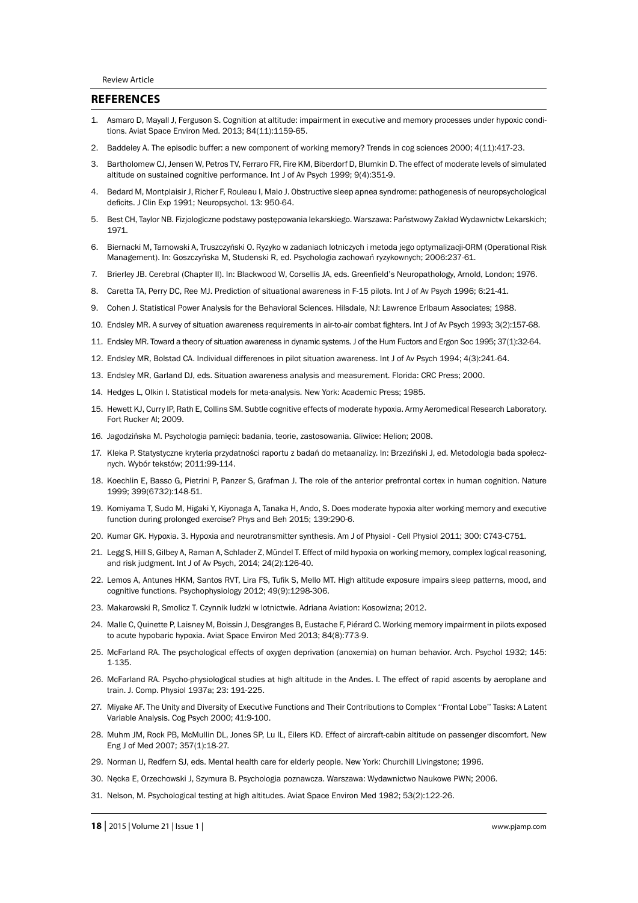## REFERENCES

1. Asmaro D, Mayall J, Ferguson S. Cognition at altitude: impairment in executive and memory processes under hypoxic conditions. Aviat Space Environ Med. 2013; 84(11):1159-65.
2. Baddeley A. The episodic buffer: a new component of working memory? Trends in cog sciences 2000; 4(11):417-23.
3. Bartholomew CJ, Jensen W, Petros TV, Ferraro FR, Fire KM, Biberdorf D, Blumkin D. The effect of moderate levels of simulated altitude on sustained cognitive performance. Int J of Av Psych 1999; 9(4):351-9.
4. Bedard M, Montplaisir J, Richer F, Rouleau I, Malo J. Obstructive sleep apnea syndrome: pathogenesis of neuropsychological deficits. J Clin Exp 1991; Neuropsychol. 13: 950-64.
5. Best CH, Taylor NB. Fizjologiczne podstawy postępowania lekarskiego. Warszawa: Państwowy Zakład Wydawnictw Lekarskich; 1971.
6. Biernacki M, Tarnowski A, Truszczyński O. Ryzyko w zadaniach lotniczych i metoda jego optymalizacji-ORM (Operational Risk Management). In: Goszczyńska M, Studenski R, ed. Psychologia zachowań ryzykownych; 2006:237-61.
7. Brierley JB. Cerebral (Chapter II). In: Blackwood W, Corsellis JA, eds. Greenfield's Neuropathology, Arnold, London; 1976.
8. Caretta TA, Perry DC, Ree MJ. Prediction of situational awareness in F-15 pilots. Int J of Av Psych 1996; 6:21-41.
9. Cohen J. Statistical Power Analysis for the Behavioral Sciences. Hilsdale, NJ: Lawrence Erlbaum Associates; 1988.
10. Endsley MR. A survey of situation awareness requirements in air-to-air combat fighters. Int J of Av Psych 1993; 3(2):157-68.
11. Endsley MR. Toward a theory of situation awareness in dynamic systems. J of the Hum Fuctors and Ergon Soc 1995; 37(1):32-64.
12. Endsley MR, Bolstad CA. Individual differences in pilot situation awareness. Int J of Av Psych 1994; 4(3):241-64.
13. Endsley MR, Garland DJ, eds. Situation awareness analysis and measurement. Florida: CRC Press; 2000.
14. Hedges L, Olkin I. Statistical models for meta-analysis. New York: Academic Press; 1985.
15. Hewett KJ, Curry IP, Rath E, Collins SM. Subtle cognitive effects of moderate hypoxia. Army Aeromedical Research Laboratory. Fort Rucker Al; 2009.
16. Jagodzińska M. Psychologia pamięci: badania, teorie, zastosowania. Gliwice: Helion; 2008.
17. Kleka P. Statystyczne kryteria przydatności raportu z badań do metaanalizy. In: Brzeziński J, ed. Metodologia bada społecznych. Wybór tekstów; 2011:99-114.
18. Koechlin E, Basso G, Pietrini P, Panzer S, Grafman J. The role of the anterior prefrontal cortex in human cognition. Nature 1999; 399(6732):148-51.
19. Komiyama T, Sudo M, Higaki Y, Kiyonaga A, Tanaka H, Ando, S. Does moderate hypoxia alter working memory and executive function during prolonged exercise? Phys and Beh 2015; 139:290-6.
20. Kumar GK. Hypoxia. 3. Hypoxia and neurotransmitter synthesis. Am J of Physiol - Cell Physiol 2011; 300: C743-C751.
21. Legg S, Hill S, Gilbey A, Raman A, Schlader Z, Mündel T. Effect of mild hypoxia on working memory, complex logical reasoning, and risk judgment. Int J of Av Psych, 2014; 24(2):126-40.
22. Lemos A, Antunes HKM, Santos RVT, Lira FS, Tufik S, Mello MT. High altitude exposure impairs sleep patterns, mood, and cognitive functions. Psychophysiology 2012; 49(9):1298-306.
23. Makarowski R, Smolicz T. Czynnik ludzki w lotnictwie. Adriana Aviation: Kosowizna; 2012.
24. Malle C, Quinette P, Laisney M, Boissin J, Desgranges B, Eustache F, Piérard C. Working memory impairment in pilots exposed to acute hypobaric hypoxia. Aviat Space Environ Med 2013; 84(8):773-9.
25. McFarland RA. The psychological effects of oxygen deprivation (anoxemia) on human behavior. Arch. Psychol 1932; 145: 1-135.
26. McFarland RA. Psycho-physiological studies at high altitude in the Andes. I. The effect of rapid ascents by aeroplane and train. J. Comp. Physiol 1937a; 23: 191-225.
27. Miyake AF. The Unity and Diversity of Executive Functions and Their Contributions to Complex ''Frontal Lobe'' Tasks: A Latent Variable Analysis. Cog Psych 2000; 41:9-100.
28. Muhm JM, Rock PB, McMullin DL, Jones SP, Lu IL, Eilers KD. Effect of aircraft-cabin altitude on passenger discomfort. New Eng J of Med 2007; 357(1):18-27.
29. Norman IJ, Redfern SJ, eds. Mental health care for elderly people. New York: Churchill Livingstone; 1996.
30. Nęcka E, Orzechowski J, Szymura B. Psychologia poznawcza. Warszawa: Wydawnictwo Naukowe PWN; 2006.
31. Nelson, M. Psychological testing at high altitudes. Aviat Space Environ Med 1982; 53(2):122-26.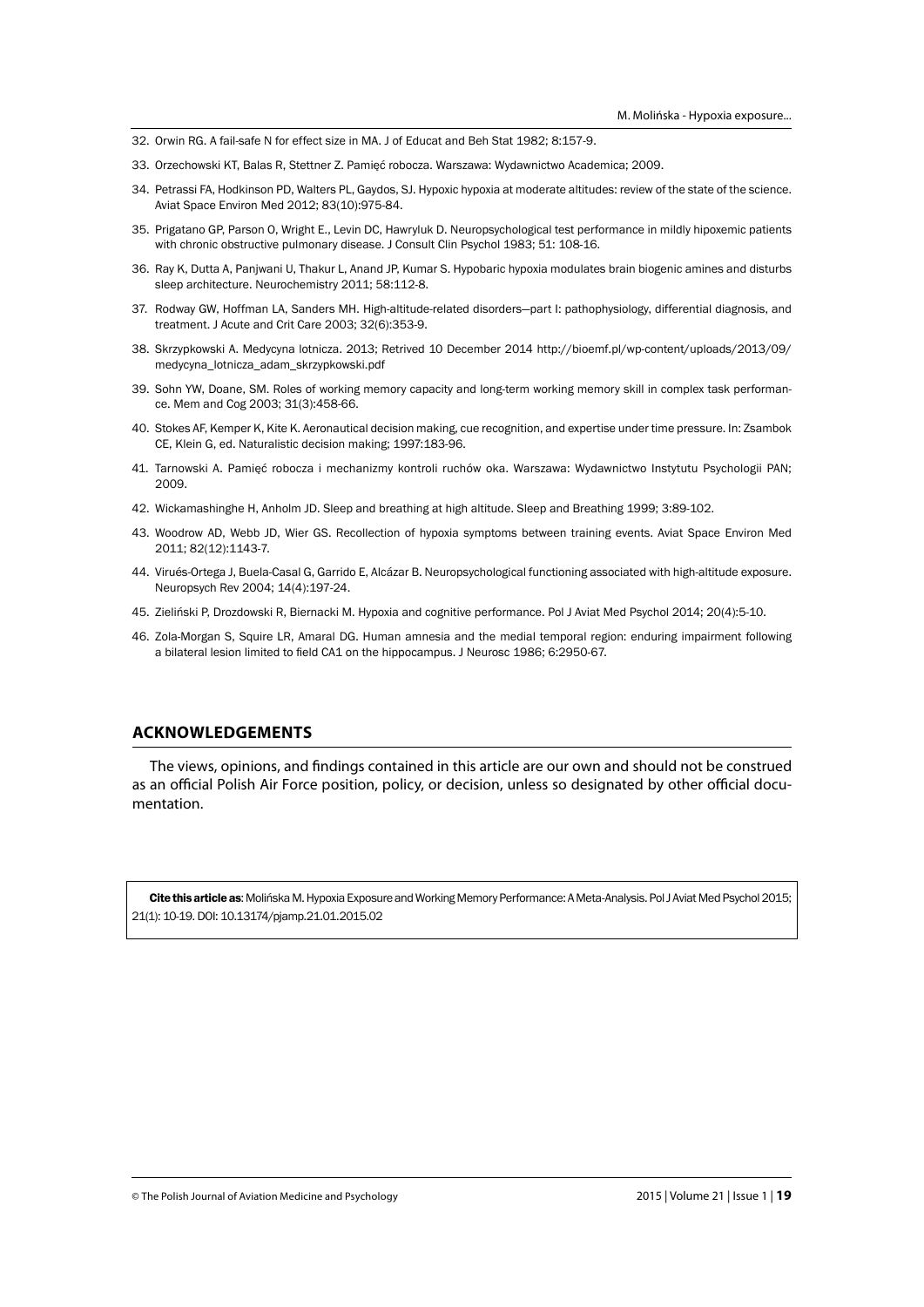32. Orwin RG. A fail-safe N for effect size in MA. J of Educat and Beh Stat 1982; 8:157-9.
33. Orzechowski KT, Balas R, Stettner Z. Pamięć robocza. Warszawa: Wydawnictwo Academica; 2009.
34. Petrassi FA, Hodkinson PD, Walters PL, Gaydos, SJ. Hypoxic hypoxia at moderate altitudes: review of the state of the science. Aviat Space Environ Med 2012; 83(10):975-84.
35. Prigatano GP, Parson O, Wright E., Levin DC, Hawryluk D. Neuropsychological test performance in mildly hipoxemic patients with chronic obstructive pulmonary disease. J Consult Clin Psychol 1983; 51: 108-16.
36. Ray K, Dutta A, Panjwani U, Thakur L, Anand JP, Kumar S. Hypobaric hypoxia modulates brain biogenic amines and disturbs sleep architecture. Neurochemistry 2011; 58:112-8.
37. Rodway GW, Hoffman LA, Sanders MH. High-altitude-related disorders—part I: pathophysiology, differential diagnosis, and treatment. J Acute and Crit Care 2003; 32(6):353-9.
38. Skrzypkowski A. Medycyna lotnicza. 2013; Retrived 10 December 2014 http://bioemf.pl/wp-content/uploads/2013/09/medycyna_lotnicza_adam_skrzypkowski.pdf
39. Sohn YW, Doane, SM. Roles of working memory capacity and long-term working memory skill in complex task performance. Mem and Cog 2003; 31(3):458-66.
40. Stokes AF, Kemper K, Kite K. Aeronautical decision making, cue recognition, and expertise under time pressure. In: Zsambok CE, Klein G, ed. Naturalistic decision making; 1997:183-96.
41. Tarnowski A. Pamięć robocza i mechanizmy kontroli ruchów oka. Warszawa: Wydawnictwo Instytutu Psychologii PAN; 2009.
42. Wickamashinghe H, Anholm JD. Sleep and breathing at high altitude. Sleep and Breathing 1999; 3:89-102.
43. Woodrow AD, Webb JD, Wier GS. Recollection of hypoxia symptoms between training events. Aviat Space Environ Med 2011; 82(12):1143-7.
44. Virués-Ortega J, Buela-Casal G, Garrido E, Alcázar B. Neuropsychological functioning associated with high-altitude exposure. Neuropsych Rev 2004; 14(4):197-24.
45. Zieliński P, Drozdowski R, Biernacki M. Hypoxia and cognitive performance. Pol J Aviat Med Psychol 2014; 20(4):5-10.
46. Zola-Morgan S, Squire LR, Amaral DG. Human amnesia and the medial temporal region: enduring impairment following a bilateral lesion limited to field CA1 on the hippocampus. J Neurosc 1986; 6:2950-67.

## ACKNOWLEDGEMENTS

The views, opinions, and findings contained in this article are our own and should not be construed as an official Polish Air Force position, policy, or decision, unless so designated by other official documentation.

**Cite this article as**: Molińska M. Hypoxia Exposure and Working Memory Performance: A Meta-Analysis. Pol J Aviat Med Psychol 2015; 21(1): 10-19. DOI: 10.13174/pjamp.21.01.2015.02